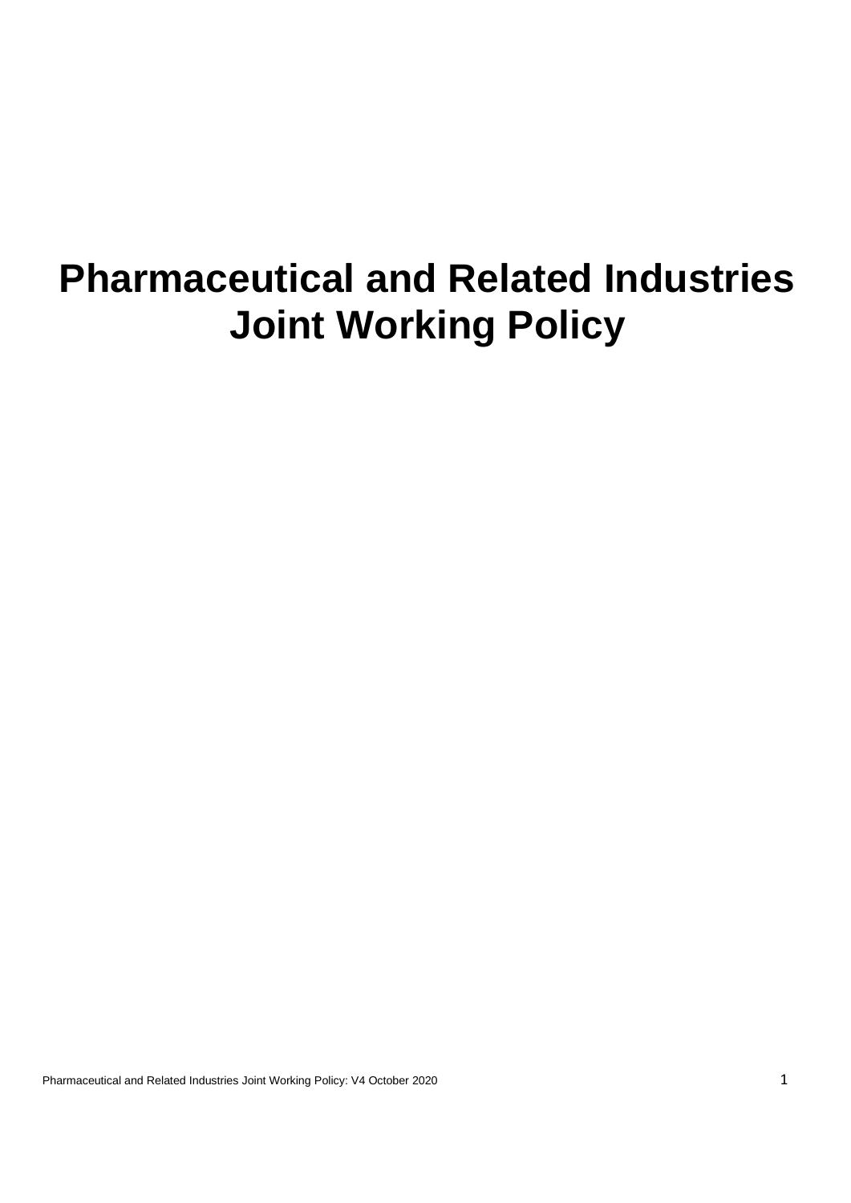# Pharmaceutical and Related Industries Joint Working Policy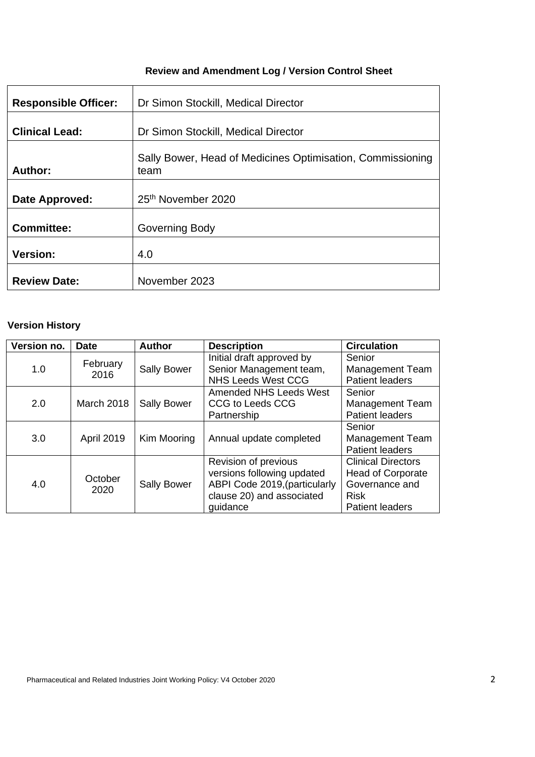## Review and Amendment Log / Version Control Sheet

| | |
|---|---|
| **Responsible Officer:** | Dr Simon Stockill, Medical Director |
| **Clinical Lead:** | Dr Simon Stockill, Medical Director |
| **Author:** | Sally Bower, Head of Medicines Optimisation, Commissioning team |
| **Date Approved:** | 25th November 2020 |
| **Committee:** | Governing Body |
| **Version:** | 4.0 |
| **Review Date:** | November 2023 |

### Version History

| Version no. | Date | Author | Description | Circulation |
|---|---|---|---|---|
| 1.0 | February 2016 | Sally Bower | Initial draft approved by Senior Management team, NHS Leeds West CCG | Senior Management Team Patient leaders |
| 2.0 | March 2018 | Sally Bower | Amended NHS Leeds West CCG to Leeds CCG Partnership | Senior Management Team Patient leaders |
| 3.0 | April 2019 | Kim Mooring | Annual update completed | Senior Management Team Patient leaders |
| 4.0 | October 2020 | Sally Bower | Revision of previous versions following updated ABPI Code 2019,(particularly clause 20) and associated guidance | Clinical Directors Head of Corporate Governance and Risk Patient leaders |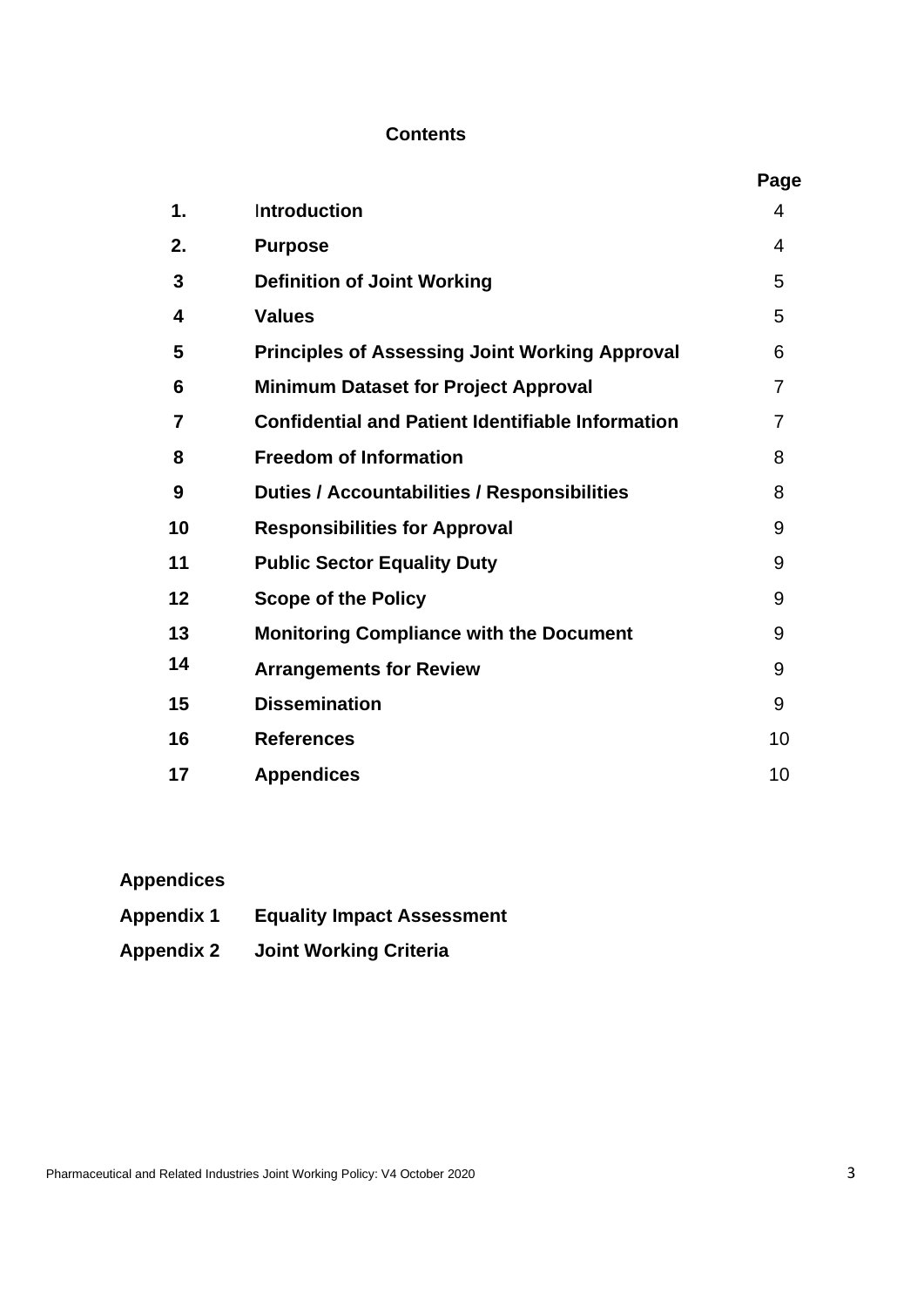## Contents

| | | Page |
|---|---|---|
| 1. | Introduction | 4 |
| 2. | Purpose | 4 |
| 3 | Definition of Joint Working | 5 |
| 4 | Values | 5 |
| 5 | Principles of Assessing Joint Working Approval | 6 |
| 6 | Minimum Dataset for Project Approval | 7 |
| 7 | Confidential and Patient Identifiable Information | 7 |
| 8 | Freedom of Information | 8 |
| 9 | Duties / Accountabilities / Responsibilities | 8 |
| 10 | Responsibilities for Approval | 9 |
| 11 | Public Sector Equality Duty | 9 |
| 12 | Scope of the Policy | 9 |
| 13 | Monitoring Compliance with the Document | 9 |
| 14 | Arrangements for Review | 9 |
| 15 | Dissemination | 9 |
| 16 | References | 10 |
| 17 | Appendices | 10 |

**Appendices**

**Appendix 1** **Equality Impact Assessment**

**Appendix 2** **Joint Working Criteria**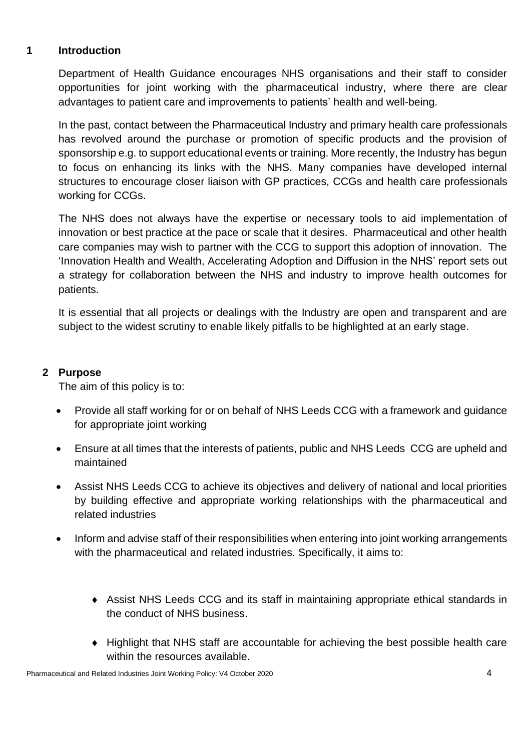## 1 Introduction

Department of Health Guidance encourages NHS organisations and their staff to consider opportunities for joint working with the pharmaceutical industry, where there are clear advantages to patient care and improvements to patients' health and well-being.

In the past, contact between the Pharmaceutical Industry and primary health care professionals has revolved around the purchase or promotion of specific products and the provision of sponsorship e.g. to support educational events or training. More recently, the Industry has begun to focus on enhancing its links with the NHS. Many companies have developed internal structures to encourage closer liaison with GP practices, CCGs and health care professionals working for CCGs.

The NHS does not always have the expertise or necessary tools to aid implementation of innovation or best practice at the pace or scale that it desires. Pharmaceutical and other health care companies may wish to partner with the CCG to support this adoption of innovation. The 'Innovation Health and Wealth, Accelerating Adoption and Diffusion in the NHS' report sets out a strategy for collaboration between the NHS and industry to improve health outcomes for patients.

It is essential that all projects or dealings with the Industry are open and transparent and are subject to the widest scrutiny to enable likely pitfalls to be highlighted at an early stage.

## 2 Purpose

The aim of this policy is to:

- Provide all staff working for or on behalf of NHS Leeds CCG with a framework and guidance for appropriate joint working
- Ensure at all times that the interests of patients, public and NHS Leeds CCG are upheld and maintained
- Assist NHS Leeds CCG to achieve its objectives and delivery of national and local priorities by building effective and appropriate working relationships with the pharmaceutical and related industries
- Inform and advise staff of their responsibilities when entering into joint working arrangements with the pharmaceutical and related industries. Specifically, it aims to:
    - Assist NHS Leeds CCG and its staff in maintaining appropriate ethical standards in the conduct of NHS business.
    - Highlight that NHS staff are accountable for achieving the best possible health care within the resources available.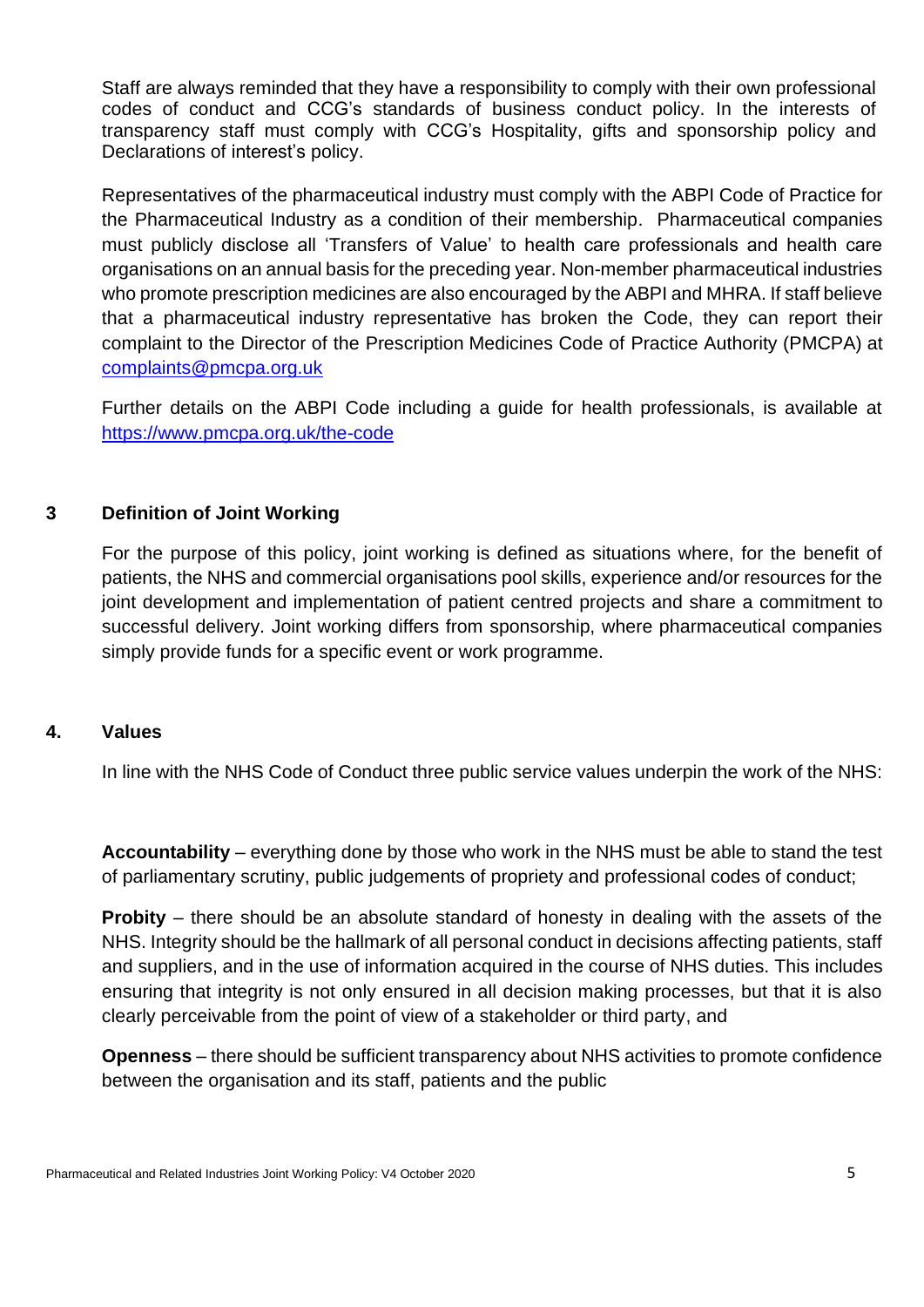Staff are always reminded that they have a responsibility to comply with their own professional codes of conduct and CCG's standards of business conduct policy. In the interests of transparency staff must comply with CCG's Hospitality, gifts and sponsorship policy and Declarations of interest's policy.

Representatives of the pharmaceutical industry must comply with the ABPI Code of Practice for the Pharmaceutical Industry as a condition of their membership. Pharmaceutical companies must publicly disclose all 'Transfers of Value' to health care professionals and health care organisations on an annual basis for the preceding year. Non-member pharmaceutical industries who promote prescription medicines are also encouraged by the ABPI and MHRA. If staff believe that a pharmaceutical industry representative has broken the Code, they can report their complaint to the Director of the Prescription Medicines Code of Practice Authority (PMCPA) at [complaints@pmcpa.org.uk](mailto:complaints@pmcpa.org.uk)

Further details on the ABPI Code including a guide for health professionals, is available at [https://www.pmcpa.org.uk/the-code](https://www.pmcpa.org.uk/the-code)

## 3 Definition of Joint Working

For the purpose of this policy, joint working is defined as situations where, for the benefit of patients, the NHS and commercial organisations pool skills, experience and/or resources for the joint development and implementation of patient centred projects and share a commitment to successful delivery. Joint working differs from sponsorship, where pharmaceutical companies simply provide funds for a specific event or work programme.

## 4. Values

In line with the NHS Code of Conduct three public service values underpin the work of the NHS:

**Accountability** – everything done by those who work in the NHS must be able to stand the test of parliamentary scrutiny, public judgements of propriety and professional codes of conduct;

**Probity** – there should be an absolute standard of honesty in dealing with the assets of the NHS. Integrity should be the hallmark of all personal conduct in decisions affecting patients, staff and suppliers, and in the use of information acquired in the course of NHS duties. This includes ensuring that integrity is not only ensured in all decision making processes, but that it is also clearly perceivable from the point of view of a stakeholder or third party, and

**Openness** – there should be sufficient transparency about NHS activities to promote confidence between the organisation and its staff, patients and the public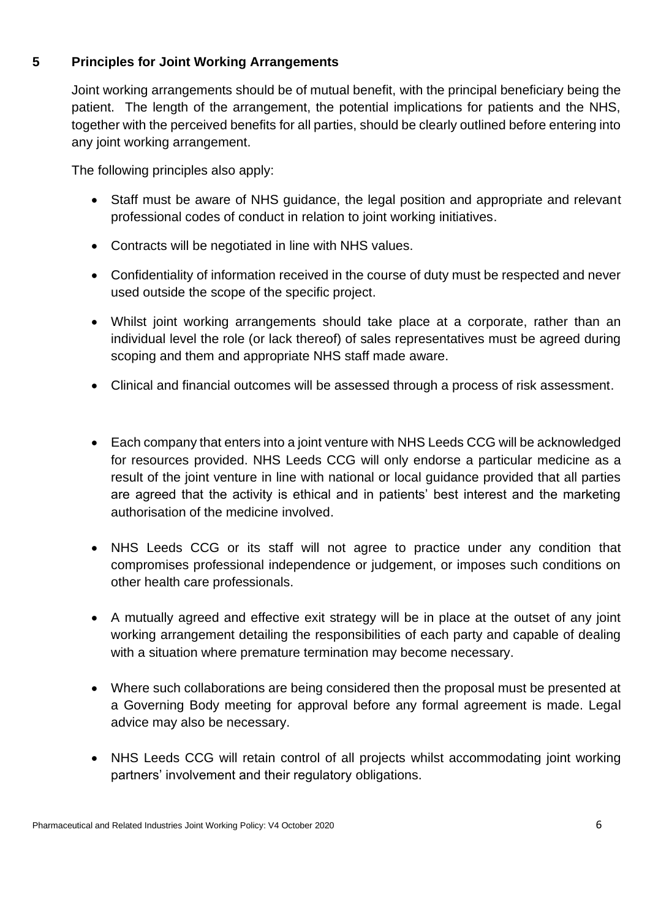## 5 Principles for Joint Working Arrangements

Joint working arrangements should be of mutual benefit, with the principal beneficiary being the patient. The length of the arrangement, the potential implications for patients and the NHS, together with the perceived benefits for all parties, should be clearly outlined before entering into any joint working arrangement.

The following principles also apply:

- Staff must be aware of NHS guidance, the legal position and appropriate and relevant professional codes of conduct in relation to joint working initiatives.
- Contracts will be negotiated in line with NHS values.
- Confidentiality of information received in the course of duty must be respected and never used outside the scope of the specific project.
- Whilst joint working arrangements should take place at a corporate, rather than an individual level the role (or lack thereof) of sales representatives must be agreed during scoping and them and appropriate NHS staff made aware.
- Clinical and financial outcomes will be assessed through a process of risk assessment.
- Each company that enters into a joint venture with NHS Leeds CCG will be acknowledged for resources provided. NHS Leeds CCG will only endorse a particular medicine as a result of the joint venture in line with national or local guidance provided that all parties are agreed that the activity is ethical and in patients' best interest and the marketing authorisation of the medicine involved.
- NHS Leeds CCG or its staff will not agree to practice under any condition that compromises professional independence or judgement, or imposes such conditions on other health care professionals.
- A mutually agreed and effective exit strategy will be in place at the outset of any joint working arrangement detailing the responsibilities of each party and capable of dealing with a situation where premature termination may become necessary.
- Where such collaborations are being considered then the proposal must be presented at a Governing Body meeting for approval before any formal agreement is made. Legal advice may also be necessary.
- NHS Leeds CCG will retain control of all projects whilst accommodating joint working partners' involvement and their regulatory obligations.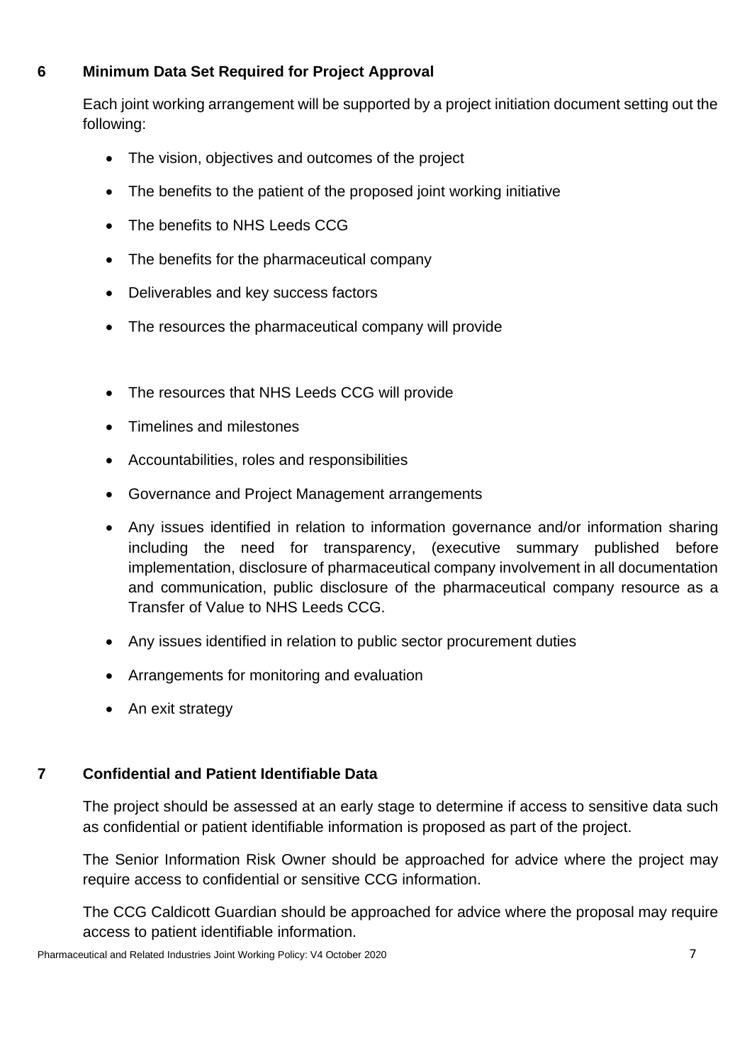## 6 Minimum Data Set Required for Project Approval

Each joint working arrangement will be supported by a project initiation document setting out the following:

- The vision, objectives and outcomes of the project
- The benefits to the patient of the proposed joint working initiative
- The benefits to NHS Leeds CCG
- The benefits for the pharmaceutical company
- Deliverables and key success factors
- The resources the pharmaceutical company will provide
- The resources that NHS Leeds CCG will provide
- Timelines and milestones
- Accountabilities, roles and responsibilities
- Governance and Project Management arrangements
- Any issues identified in relation to information governance and/or information sharing including the need for transparency, (executive summary published before implementation, disclosure of pharmaceutical company involvement in all documentation and communication, public disclosure of the pharmaceutical company resource as a Transfer of Value to NHS Leeds CCG.
- Any issues identified in relation to public sector procurement duties
- Arrangements for monitoring and evaluation
- An exit strategy

## 7 Confidential and Patient Identifiable Data

The project should be assessed at an early stage to determine if access to sensitive data such as confidential or patient identifiable information is proposed as part of the project.

The Senior Information Risk Owner should be approached for advice where the project may require access to confidential or sensitive CCG information.

The CCG Caldicott Guardian should be approached for advice where the proposal may require access to patient identifiable information.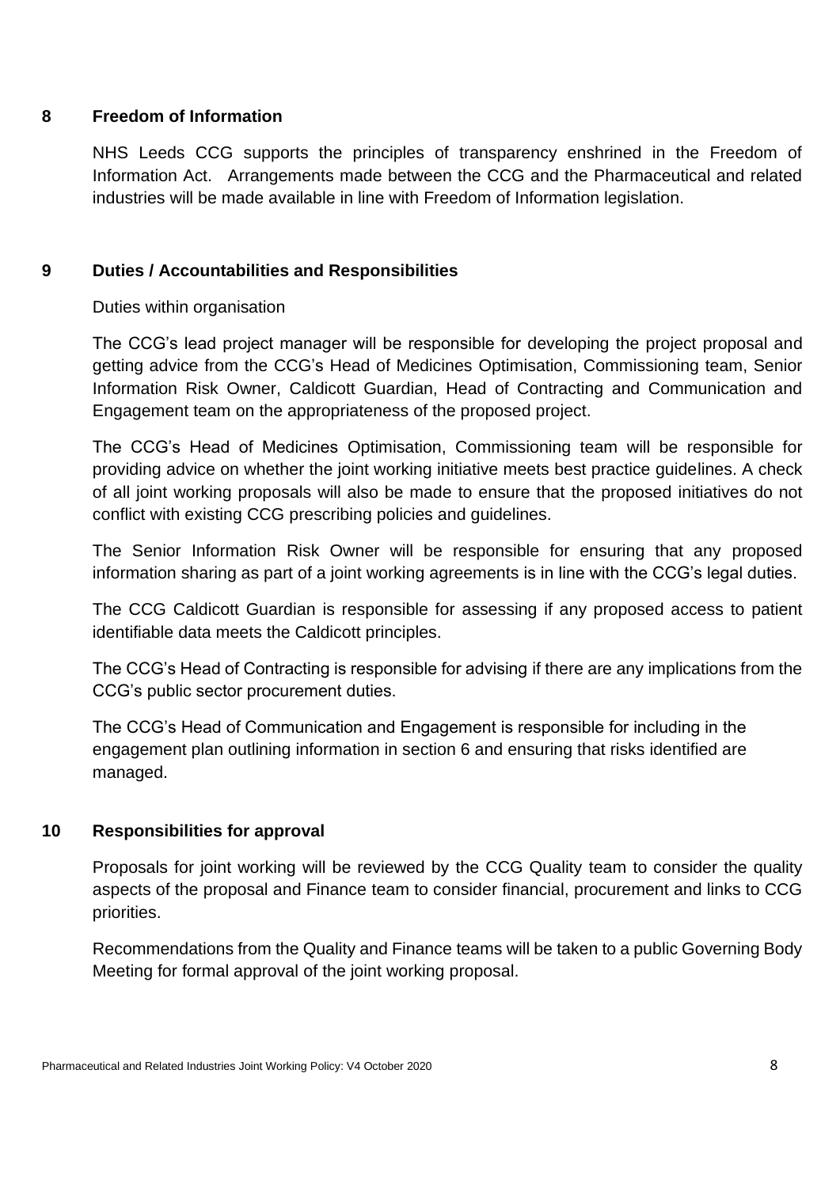## 8 Freedom of Information

NHS Leeds CCG supports the principles of transparency enshrined in the Freedom of Information Act. Arrangements made between the CCG and the Pharmaceutical and related industries will be made available in line with Freedom of Information legislation.

## 9 Duties / Accountabilities and Responsibilities

Duties within organisation

The CCG's lead project manager will be responsible for developing the project proposal and getting advice from the CCG's Head of Medicines Optimisation, Commissioning team, Senior Information Risk Owner, Caldicott Guardian, Head of Contracting and Communication and Engagement team on the appropriateness of the proposed project.

The CCG's Head of Medicines Optimisation, Commissioning team will be responsible for providing advice on whether the joint working initiative meets best practice guidelines. A check of all joint working proposals will also be made to ensure that the proposed initiatives do not conflict with existing CCG prescribing policies and guidelines.

The Senior Information Risk Owner will be responsible for ensuring that any proposed information sharing as part of a joint working agreements is in line with the CCG's legal duties.

The CCG Caldicott Guardian is responsible for assessing if any proposed access to patient identifiable data meets the Caldicott principles.

The CCG's Head of Contracting is responsible for advising if there are any implications from the CCG's public sector procurement duties.

The CCG's Head of Communication and Engagement is responsible for including in the engagement plan outlining information in section 6 and ensuring that risks identified are managed.

## 10 Responsibilities for approval

Proposals for joint working will be reviewed by the CCG Quality team to consider the quality aspects of the proposal and Finance team to consider financial, procurement and links to CCG priorities.

Recommendations from the Quality and Finance teams will be taken to a public Governing Body Meeting for formal approval of the joint working proposal.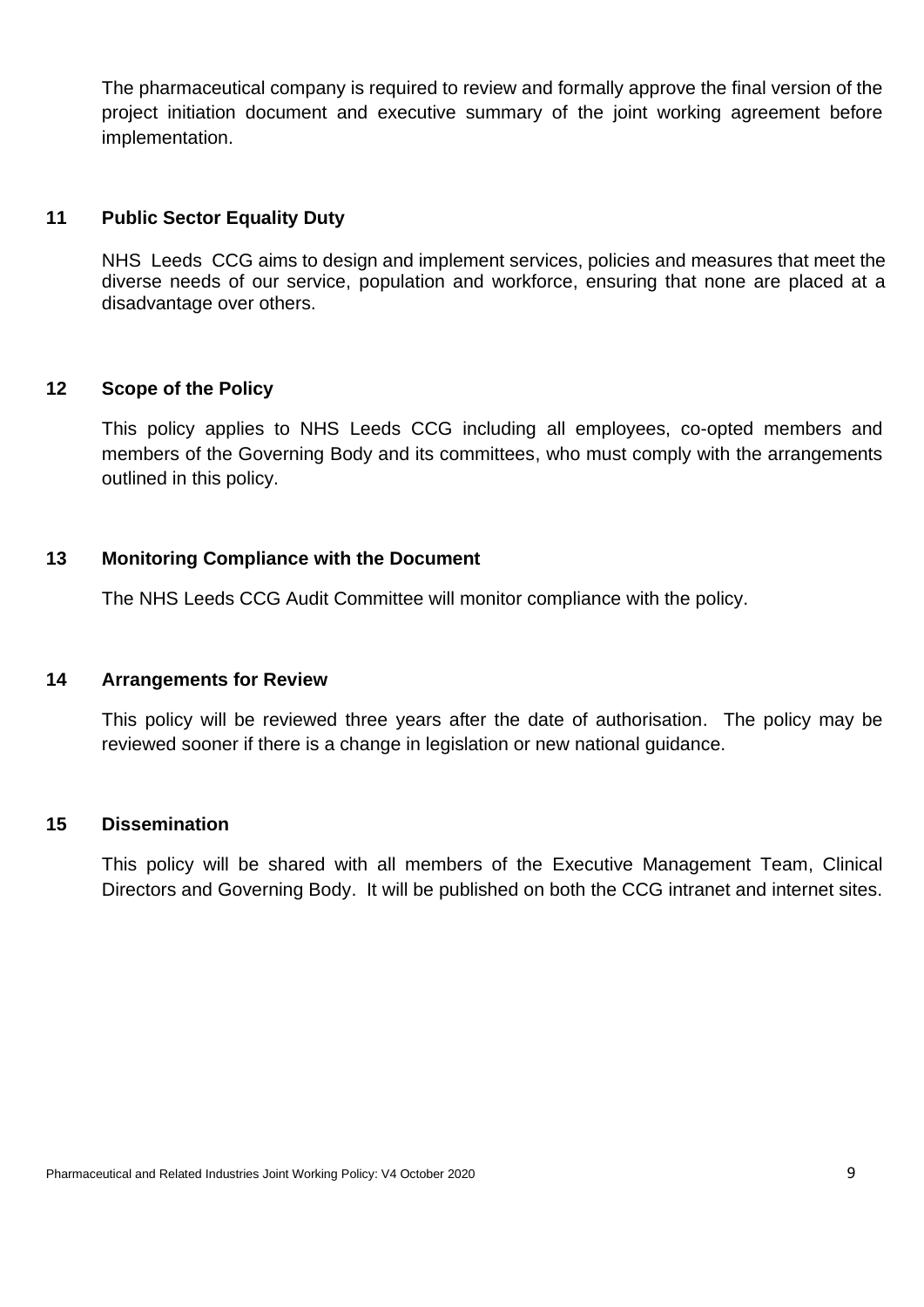The pharmaceutical company is required to review and formally approve the final version of the project initiation document and executive summary of the joint working agreement before implementation.

## 11 Public Sector Equality Duty

NHS Leeds CCG aims to design and implement services, policies and measures that meet the diverse needs of our service, population and workforce, ensuring that none are placed at a disadvantage over others.

## 12 Scope of the Policy

This policy applies to NHS Leeds CCG including all employees, co-opted members and members of the Governing Body and its committees, who must comply with the arrangements outlined in this policy.

## 13 Monitoring Compliance with the Document

The NHS Leeds CCG Audit Committee will monitor compliance with the policy.

## 14 Arrangements for Review

This policy will be reviewed three years after the date of authorisation. The policy may be reviewed sooner if there is a change in legislation or new national guidance.

## 15 Dissemination

This policy will be shared with all members of the Executive Management Team, Clinical Directors and Governing Body. It will be published on both the CCG intranet and internet sites.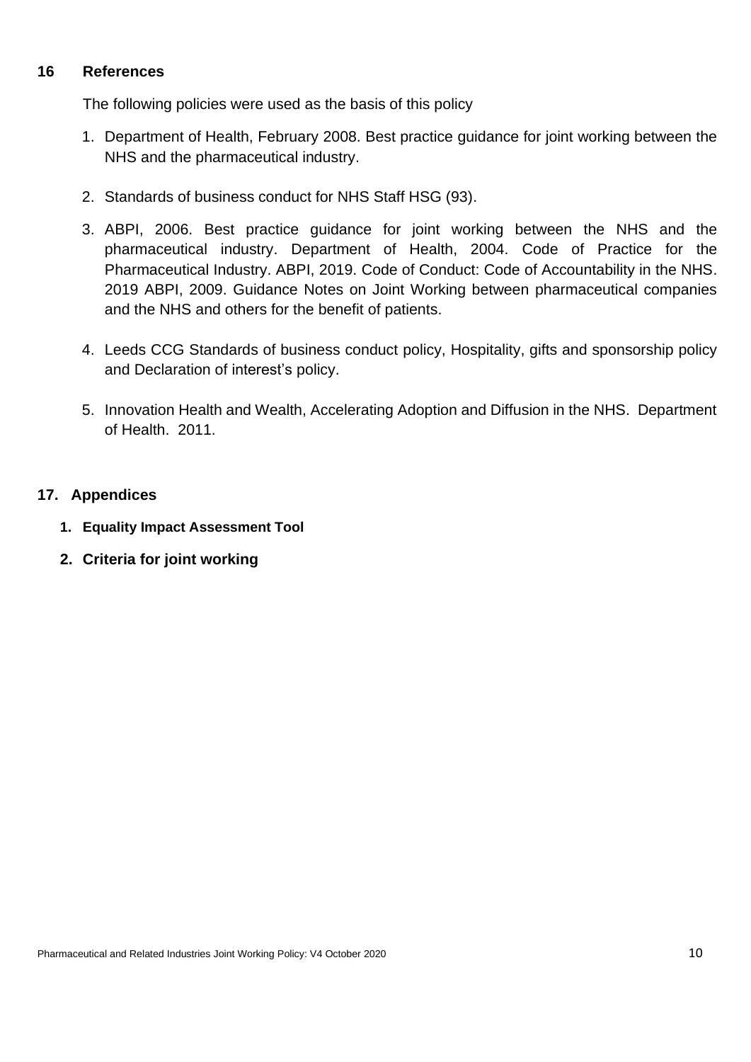## 16 References

The following policies were used as the basis of this policy

1. Department of Health, February 2008. Best practice guidance for joint working between the NHS and the pharmaceutical industry.

2. Standards of business conduct for NHS Staff HSG (93).

3. ABPI, 2006. Best practice guidance for joint working between the NHS and the pharmaceutical industry. Department of Health, 2004. Code of Practice for the Pharmaceutical Industry. ABPI, 2019. Code of Conduct: Code of Accountability in the NHS. 2019 ABPI, 2009. Guidance Notes on Joint Working between pharmaceutical companies and the NHS and others for the benefit of patients.

4. Leeds CCG Standards of business conduct policy, Hospitality, gifts and sponsorship policy and Declaration of interest's policy.

5. Innovation Health and Wealth, Accelerating Adoption and Diffusion in the NHS. Department of Health. 2011.

## 17. Appendices

1. **Equality Impact Assessment Tool**
2. **Criteria for joint working**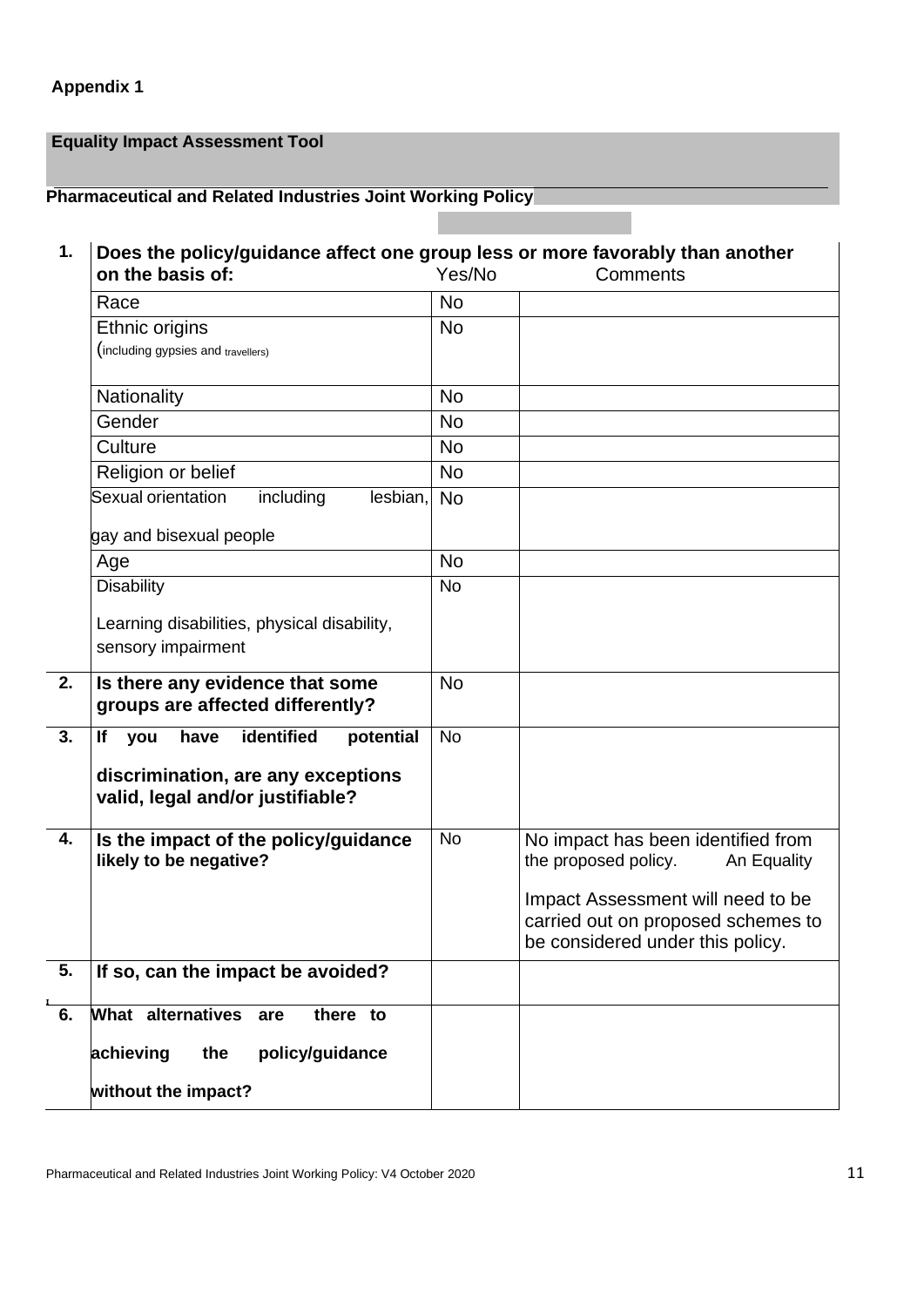**Appendix 1**

**Equality Impact Assessment Tool**

**Pharmaceutical and Related Industries Joint Working Policy**

| | | | |
|---|---|---|---|
| **1.** | **Does the policy/guidance affect one group less or more favorably than another on the basis of:** | Yes/No | Comments |
| | Race | No | |
| | Ethnic origins (including gypsies and travellers) | No | |
| | Nationality | No | |
| | Gender | No | |
| | Culture | No | |
| | Religion or belief | No | |
| | Sexual orientation including lesbian, gay and bisexual people | No | |
| | Age | No | |
| | Disability<br><br>Learning disabilities, physical disability, sensory impairment | No | |
| **2.** | **Is there any evidence that some groups are affected differently?** | No | |
| **3.** | **If you have identified potential discrimination, are any exceptions valid, legal and/or justifiable?** | No | |
| **4.** | **Is the impact of the policy/guidance likely to be negative?** | No | No impact has been identified from the proposed policy. An Equality Impact Assessment will need to be carried out on proposed schemes to be considered under this policy. |
| **5.** | **If so, can the impact be avoided?** | | |
| **6.** | **What alternatives are there to achieving the policy/guidance without the impact?** | | |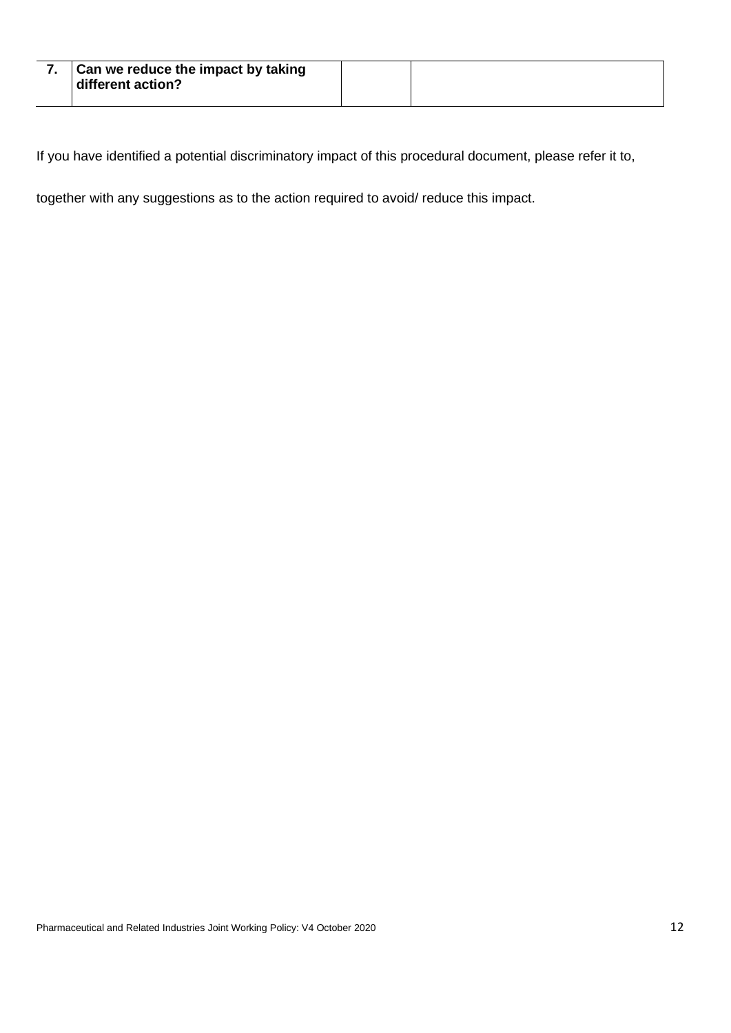| 7. | **Can we reduce the impact by taking different action?** | | |
|---|---|---|---|

If you have identified a potential discriminatory impact of this procedural document, please refer it to,

together with any suggestions as to the action required to avoid/ reduce this impact.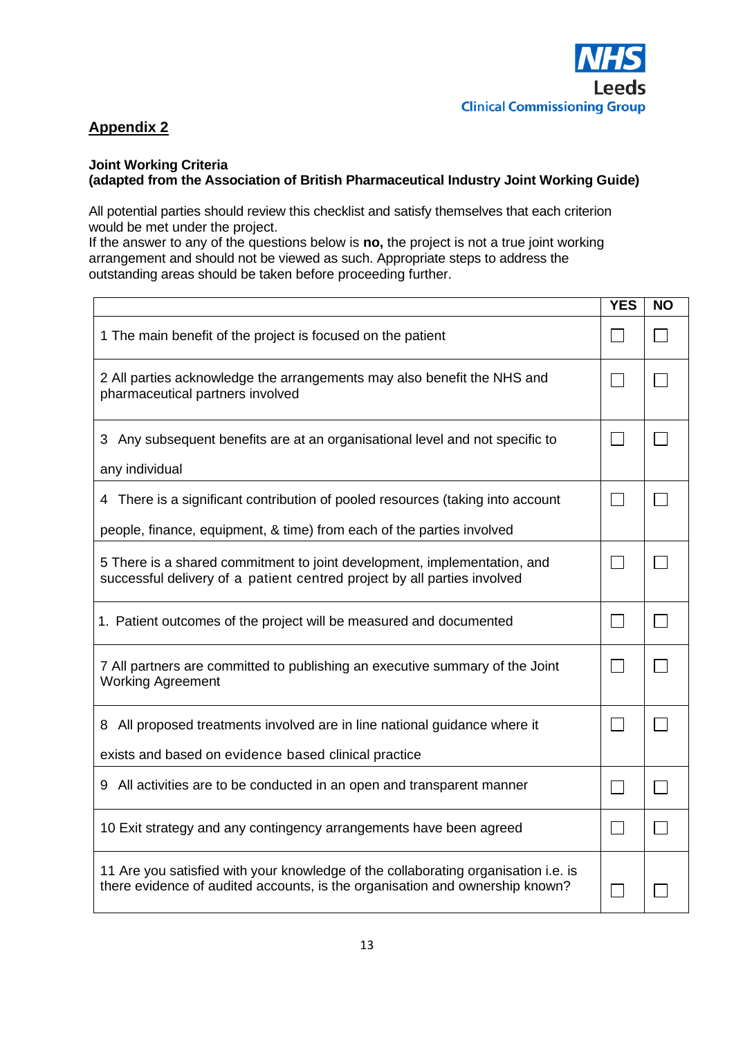NHS Leeds Clinical Commissioning Group

## Appendix 2

**Joint Working Criteria**
**(adapted from the Association of British Pharmaceutical Industry Joint Working Guide)**

All potential parties should review this checklist and satisfy themselves that each criterion would be met under the project.
If the answer to any of the questions below is **no,** the project is not a true joint working arrangement and should not be viewed as such. Appropriate steps to address the outstanding areas should be taken before proceeding further.

| | YES | NO |
|---|---|---|
| 1 The main benefit of the project is focused on the patient | ☐ | ☐ |
| 2 All parties acknowledge the arrangements may also benefit the NHS and pharmaceutical partners involved | ☐ | ☐ |
| 3 Any subsequent benefits are at an organisational level and not specific to any individual | ☐ | ☐ |
| 4 There is a significant contribution of pooled resources (taking into account people, finance, equipment, & time) from each of the parties involved | ☐ | ☐ |
| 5 There is a shared commitment to joint development, implementation, and successful delivery of a patient centred project by all parties involved | ☐ | ☐ |
| 1. Patient outcomes of the project will be measured and documented | ☐ | ☐ |
| 7 All partners are committed to publishing an executive summary of the Joint Working Agreement | ☐ | ☐ |
| 8 All proposed treatments involved are in line national guidance where it exists and based on evidence based clinical practice | ☐ | ☐ |
| 9 All activities are to be conducted in an open and transparent manner | ☐ | ☐ |
| 10 Exit strategy and any contingency arrangements have been agreed | ☐ | ☐ |
| 11 Are you satisfied with your knowledge of the collaborating organisation i.e. is there evidence of audited accounts, is the organisation and ownership known? | ☐ | ☐ |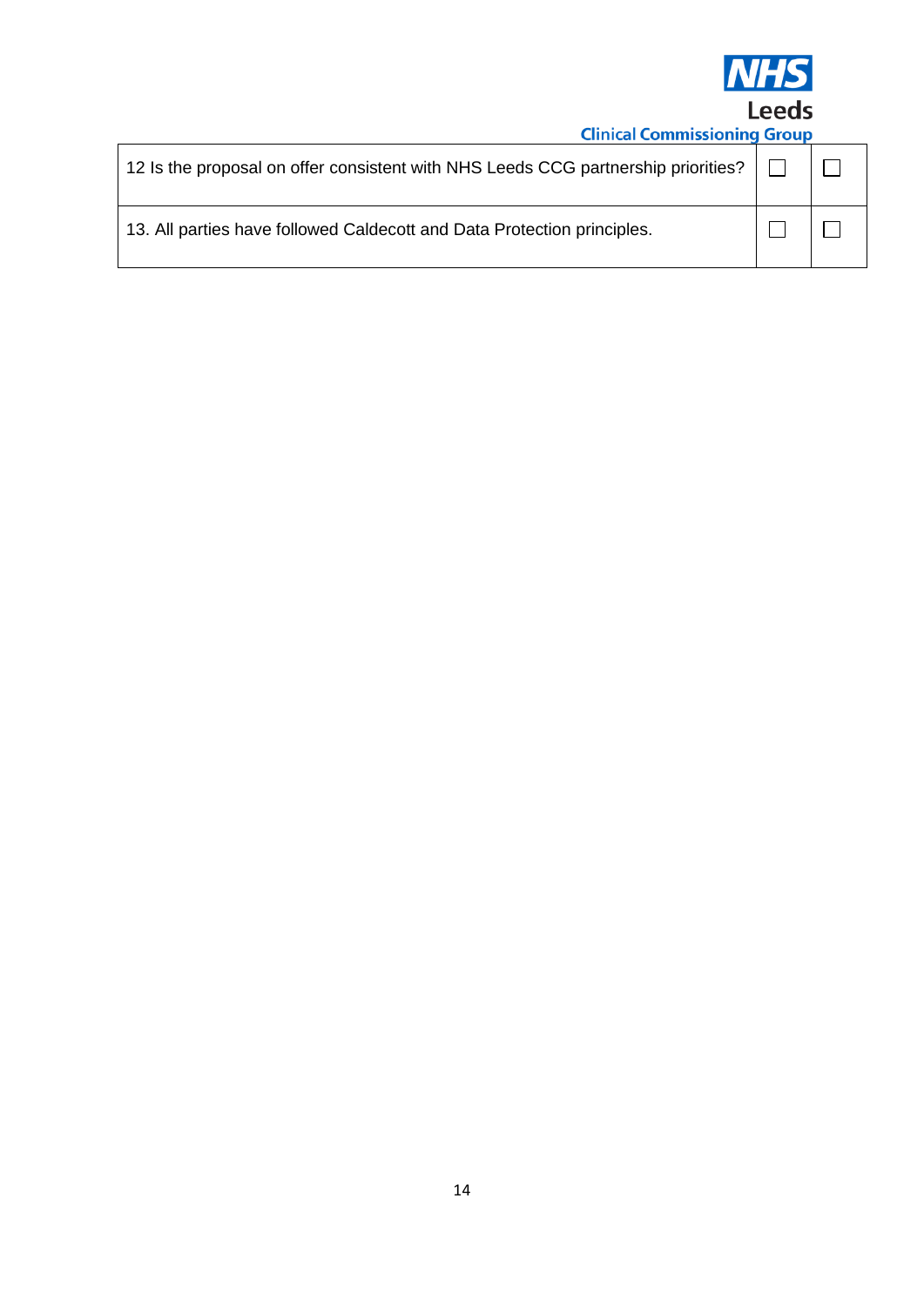| | | |
|---|---|---|
| 12 Is the proposal on offer consistent with NHS Leeds CCG partnership priorities? | ☐ | ☐ |
| 13. All parties have followed Caldecott and Data Protection principles. | ☐ | ☐ |